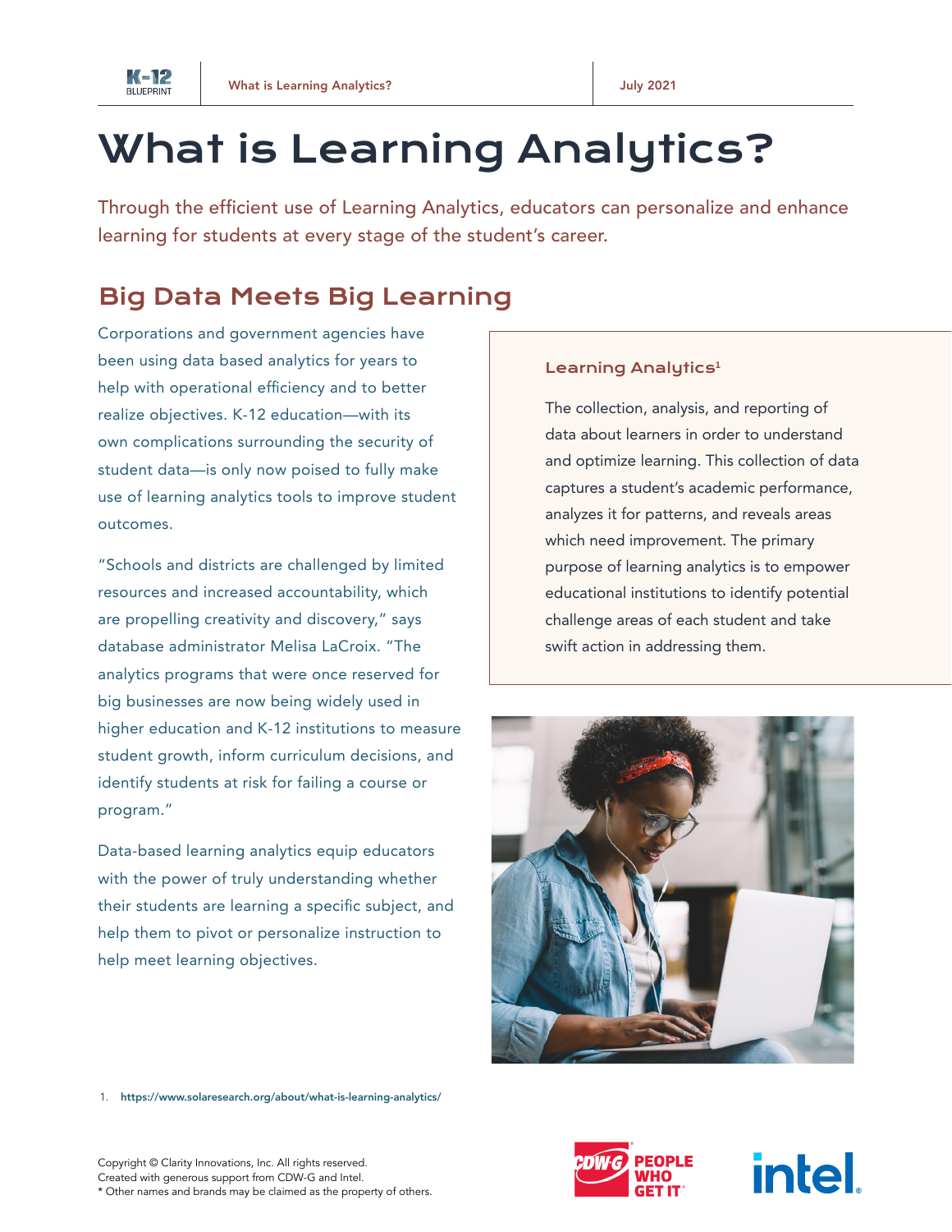# What is Learning Analytics?

Through the efficient use of Learning Analytics, educators can personalize and enhance learning for students at every stage of the student's career.

## Big Data Meets Big Learning

Corporations and government agencies have been using data based analytics for years to help with operational efficiency and to better realize objectives. K-12 education—with its own complications surrounding the security of student data—is only now poised to fully make use of learning analytics tools to improve student outcomes.

"Schools and districts are challenged by limited resources and increased accountability, which are propelling creativity and discovery," says database administrator Melisa LaCroix. "The analytics programs that were once reserved for big businesses are now being widely used in higher education and K-12 institutions to measure student growth, inform curriculum decisions, and identify students at risk for failing a course or program."

Data-based learning analytics equip educators with the power of truly understanding whether their students are learning a specific subject, and help them to pivot or personalize instruction to help meet learning objectives.

### Learning Analytics[1]

The collection, analysis, and reporting of data about learners in order to understand and optimize learning. This collection of data captures a student's academic performance, analyzes it for patterns, and reveals areas which need improvement. The primary purpose of learning analytics is to empower educational institutions to identify potential challenge areas of each student and take swift action in addressing them.

1. https://www.solaresearch.org/about/what-is-learning-analytics/

Copyright © Clarity Innovations, Inc. All rights reserved.
Created with generous support from CDW-G and Intel.
* Other names and brands may be claimed as the property of others.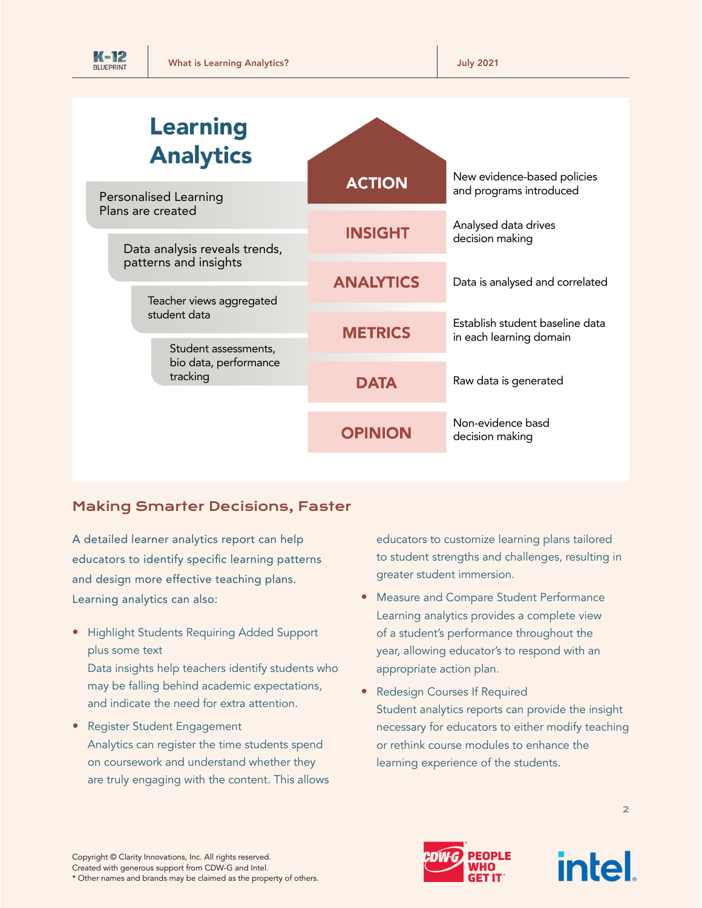## Learning Analytics

| Stage | Description |
| --- | --- |
| ACTION | New evidence-based policies and programs introduced |
| INSIGHT | Analysed data drives decision making |
| ANALYTICS | Data is analysed and correlated |
| METRICS | Establish student baseline data in each learning domain |
| DATA | Raw data is generated |
| OPINION | Non-evidence basd decision making |

- Personalised Learning Plans are created
- Data analysis reveals trends, patterns and insights
- Teacher views aggregated student data
- Student assessments, bio data, performance tracking

## Making Smarter Decisions, Faster

A detailed learner analytics report can help educators to identify specific learning patterns and design more effective teaching plans. Learning analytics can also:

- Highlight Students Requiring Added Support plus some text
  Data insights help teachers identify students who may be falling behind academic expectations, and indicate the need for extra attention.
- Register Student Engagement
  Analytics can register the time students spend on coursework and understand whether they are truly engaging with the content. This allows educators to customize learning plans tailored to student strengths and challenges, resulting in greater student immersion.
- Measure and Compare Student Performance
  Learning analytics provides a complete view of a student's performance throughout the year, allowing educator's to respond with an appropriate action plan.
- Redesign Courses If Required
  Student analytics reports can provide the insight necessary for educators to either modify teaching or rethink course modules to enhance the learning experience of the students.

Copyright © Clarity Innovations, Inc. All rights reserved.
Created with generous support from CDW-G and Intel.
* Other names and brands may be claimed as the property of others.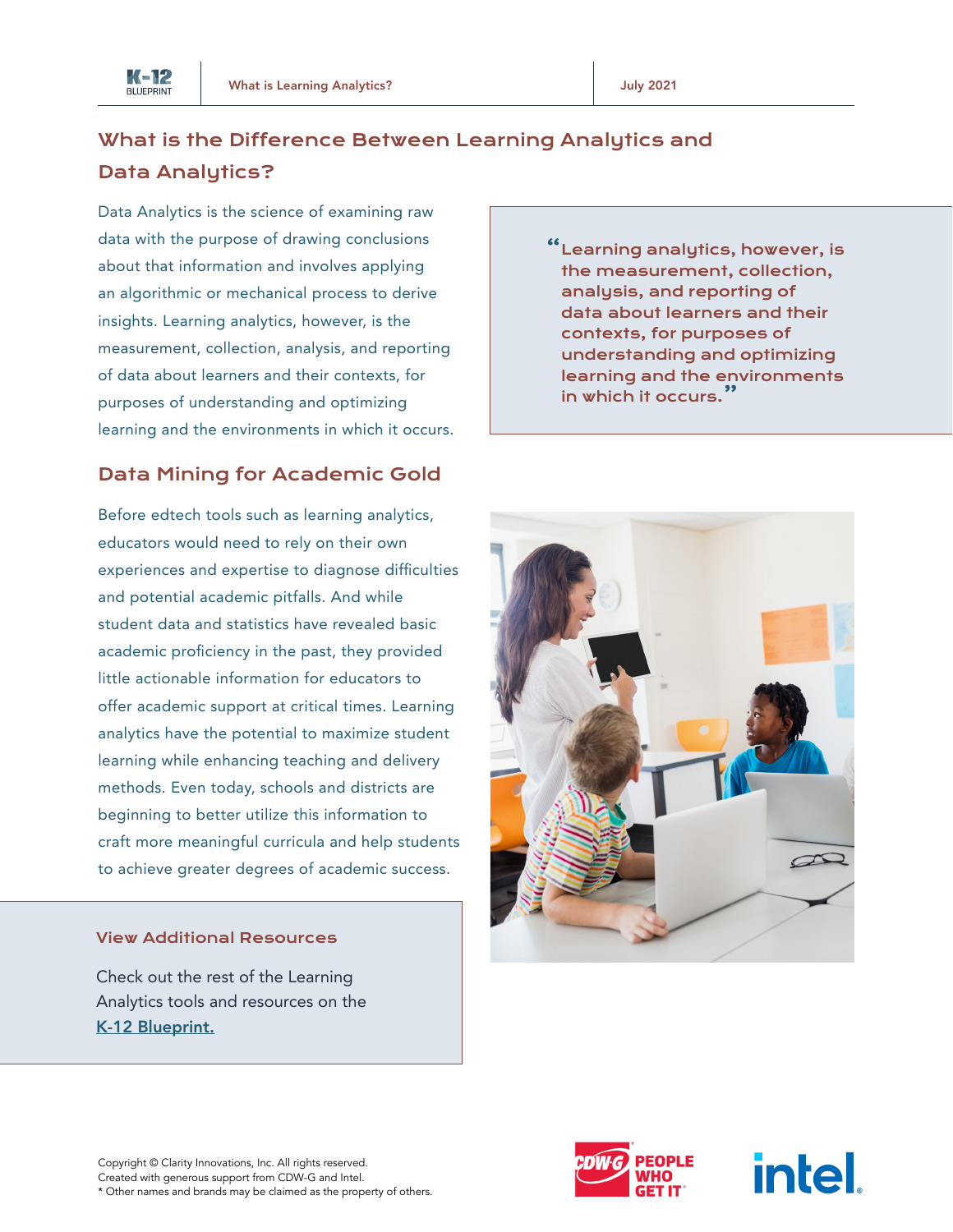## What is the Difference Between Learning Analytics and Data Analytics?

Data Analytics is the science of examining raw data with the purpose of drawing conclusions about that information and involves applying an algorithmic or mechanical process to derive insights. Learning analytics, however, is the measurement, collection, analysis, and reporting of data about learners and their contexts, for purposes of understanding and optimizing learning and the environments in which it occurs.

> "Learning analytics, however, is the measurement, collection, analysis, and reporting of data about learners and their contexts, for purposes of understanding and optimizing learning and the environments in which it occurs."

## Data Mining for Academic Gold

Before edtech tools such as learning analytics, educators would need to rely on their own experiences and expertise to diagnose difficulties and potential academic pitfalls. And while student data and statistics have revealed basic academic proficiency in the past, they provided little actionable information for educators to offer academic support at critical times. Learning analytics have the potential to maximize student learning while enhancing teaching and delivery methods. Even today, schools and districts are beginning to better utilize this information to craft more meaningful curricula and help students to achieve greater degrees of academic success.

### View Additional Resources

Check out the rest of the Learning Analytics tools and resources on the [K-12 Blueprint.]()

Copyright © Clarity Innovations, Inc. All rights reserved.
Created with generous support from CDW-G and Intel.
* Other names and brands may be claimed as the property of others.